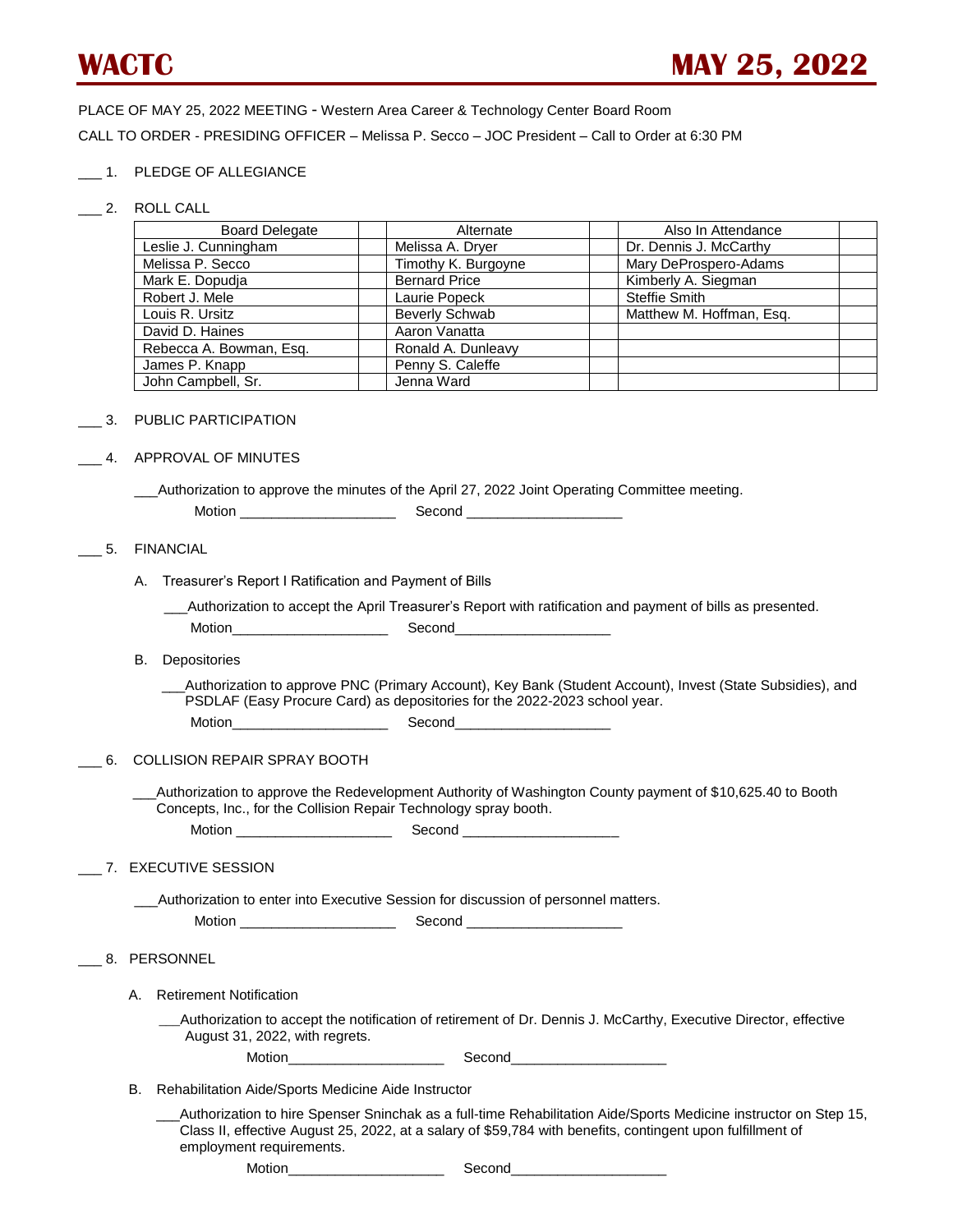# WACTC — MAY 25, 2022

PLACE OF MAY 25, 2022 MEETING - Western Area Career & Technology Center Board Room

CALL TO ORDER - PRESIDING OFFICER – Melissa P. Secco – JOC President – Call to Order at 6:30 PM

___ 1. PLEDGE OF ALLEGIANCE

___ 2. ROLL CALL

| Board Delegate | | Alternate | | Also In Attendance | |
|---|---|---|---|---|---|
| Leslie J. Cunningham | | Melissa A. Dryer | | Dr. Dennis J. McCarthy | |
| Melissa P. Secco | | Timothy K. Burgoyne | | Mary DeProspero-Adams | |
| Mark E. Dopudja | | Bernard Price | | Kimberly A. Siegman | |
| Robert J. Mele | | Laurie Popeck | | Steffie Smith | |
| Louis R. Ursitz | | Beverly Schwab | | Matthew M. Hoffman, Esq. | |
| David D. Haines | | Aaron Vanatta | | | |
| Rebecca A. Bowman, Esq. | | Ronald A. Dunleavy | | | |
| James P. Knapp | | Penny S. Caleffe | | | |
| John Campbell, Sr. | | Jenna Ward | | | |

___ 3. PUBLIC PARTICIPATION

___ 4. APPROVAL OF MINUTES

___Authorization to approve the minutes of the April 27, 2022 Joint Operating Committee meeting.

Motion ____________________ Second ____________________

___ 5. FINANCIAL

A. Treasurer's Report I Ratification and Payment of Bills

___Authorization to accept the April Treasurer's Report with ratification and payment of bills as presented.

Motion____________________ Second____________________

B. Depositories

___Authorization to approve PNC (Primary Account), Key Bank (Student Account), Invest (State Subsidies), and PSDLAF (Easy Procure Card) as depositories for the 2022-2023 school year.

Motion____________________ Second____________________

___ 6. COLLISION REPAIR SPRAY BOOTH

___Authorization to approve the Redevelopment Authority of Washington County payment of $10,625.40 to Booth Concepts, Inc., for the Collision Repair Technology spray booth.

Motion ____________________ Second ____________________

___ 7. EXECUTIVE SESSION

___Authorization to enter into Executive Session for discussion of personnel matters.

Motion ____________________ Second ____________________

___ 8. PERSONNEL

A. Retirement Notification

___Authorization to accept the notification of retirement of Dr. Dennis J. McCarthy, Executive Director, effective August 31, 2022, with regrets.

Motion____________________ Second____________________

B. Rehabilitation Aide/Sports Medicine Aide Instructor

___Authorization to hire Spenser Sninchak as a full-time Rehabilitation Aide/Sports Medicine instructor on Step 15, Class II, effective August 25, 2022, at a salary of $59,784 with benefits, contingent upon fulfillment of employment requirements.

Motion____________________ Second____________________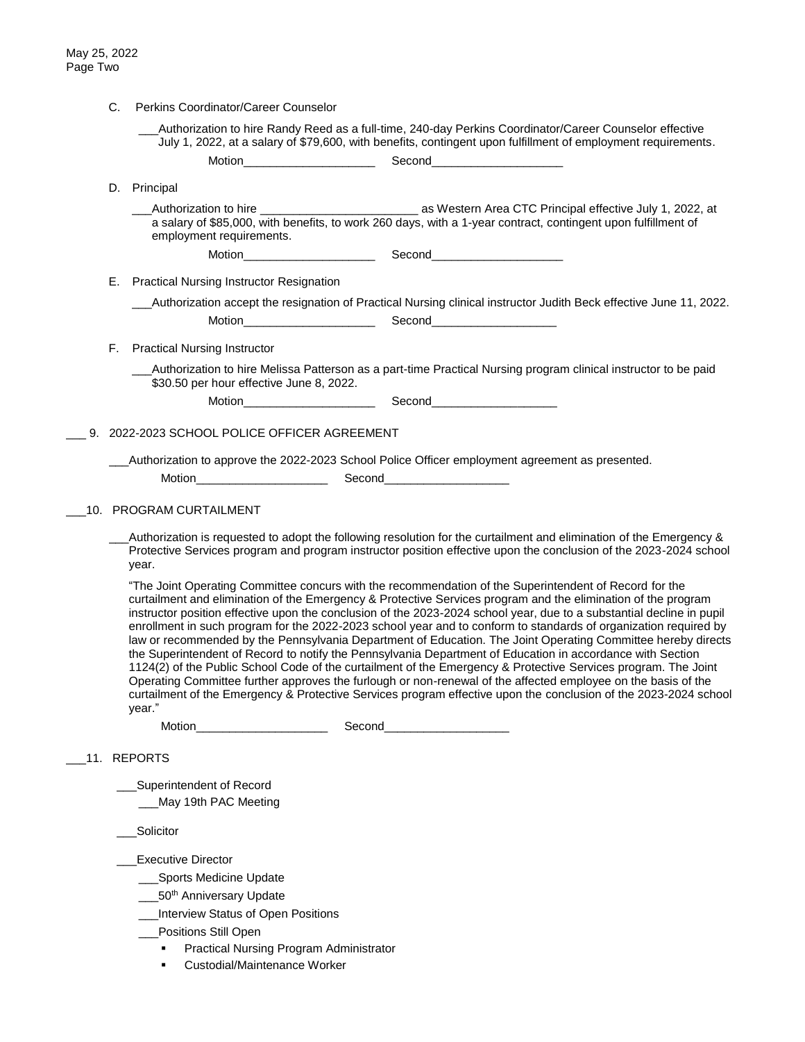C. Perkins Coordinator/Career Counselor

___Authorization to hire Randy Reed as a full-time, 240-day Perkins Coordinator/Career Counselor effective July 1, 2022, at a salary of $79,600, with benefits, contingent upon fulfillment of employment requirements.

Motion____________________ Second____________________

D. Principal

___Authorization to hire ________________________ as Western Area CTC Principal effective July 1, 2022, at a salary of $85,000, with benefits, to work 260 days, with a 1-year contract, contingent upon fulfillment of employment requirements.

Motion____________________ Second____________________

E. Practical Nursing Instructor Resignation

___Authorization accept the resignation of Practical Nursing clinical instructor Judith Beck effective June 11, 2022.

Motion____________________ Second___________________

F. Practical Nursing Instructor

___Authorization to hire Melissa Patterson as a part-time Practical Nursing program clinical instructor to be paid $30.50 per hour effective June 8, 2022.

Motion____________________ Second___________________

___ 9. 2022-2023 SCHOOL POLICE OFFICER AGREEMENT

___Authorization to approve the 2022-2023 School Police Officer employment agreement as presented.

Motion____________________ Second___________________

___10. PROGRAM CURTAILMENT

___Authorization is requested to adopt the following resolution for the curtailment and elimination of the Emergency & Protective Services program and program instructor position effective upon the conclusion of the 2023-2024 school year.

"The Joint Operating Committee concurs with the recommendation of the Superintendent of Record for the curtailment and elimination of the Emergency & Protective Services program and the elimination of the program instructor position effective upon the conclusion of the 2023-2024 school year, due to a substantial decline in pupil enrollment in such program for the 2022-2023 school year and to conform to standards of organization required by law or recommended by the Pennsylvania Department of Education. The Joint Operating Committee hereby directs the Superintendent of Record to notify the Pennsylvania Department of Education in accordance with Section 1124(2) of the Public School Code of the curtailment of the Emergency & Protective Services program. The Joint Operating Committee further approves the furlough or non-renewal of the affected employee on the basis of the curtailment of the Emergency & Protective Services program effective upon the conclusion of the 2023-2024 school year."

Motion____________________ Second___________________

___11. REPORTS

___Superintendent of Record

___May 19th PAC Meeting

___Solicitor

___Executive Director

___Sports Medicine Update

___50th Anniversary Update

___Interview Status of Open Positions

___Positions Still Open

- Practical Nursing Program Administrator
- Custodial/Maintenance Worker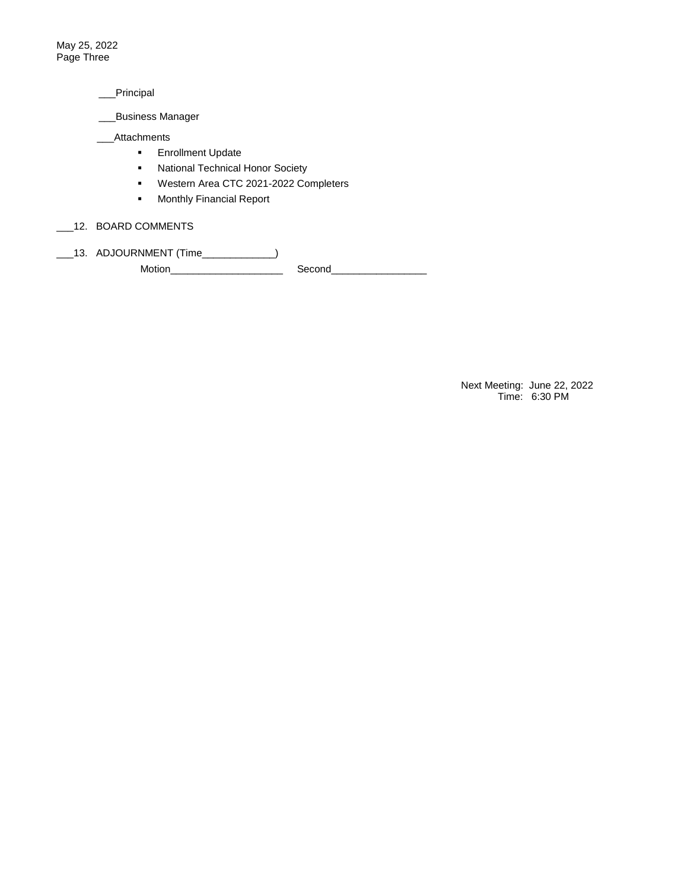___Principal

___Business Manager

___Attachments

- Enrollment Update
- National Technical Honor Society
- Western Area CTC 2021-2022 Completers
- Monthly Financial Report

___12. BOARD COMMENTS

___13. ADJOURNMENT (Time_____________)

Motion____________________ Second_________________

Next Meeting: June 22, 2022
Time: 6:30 PM